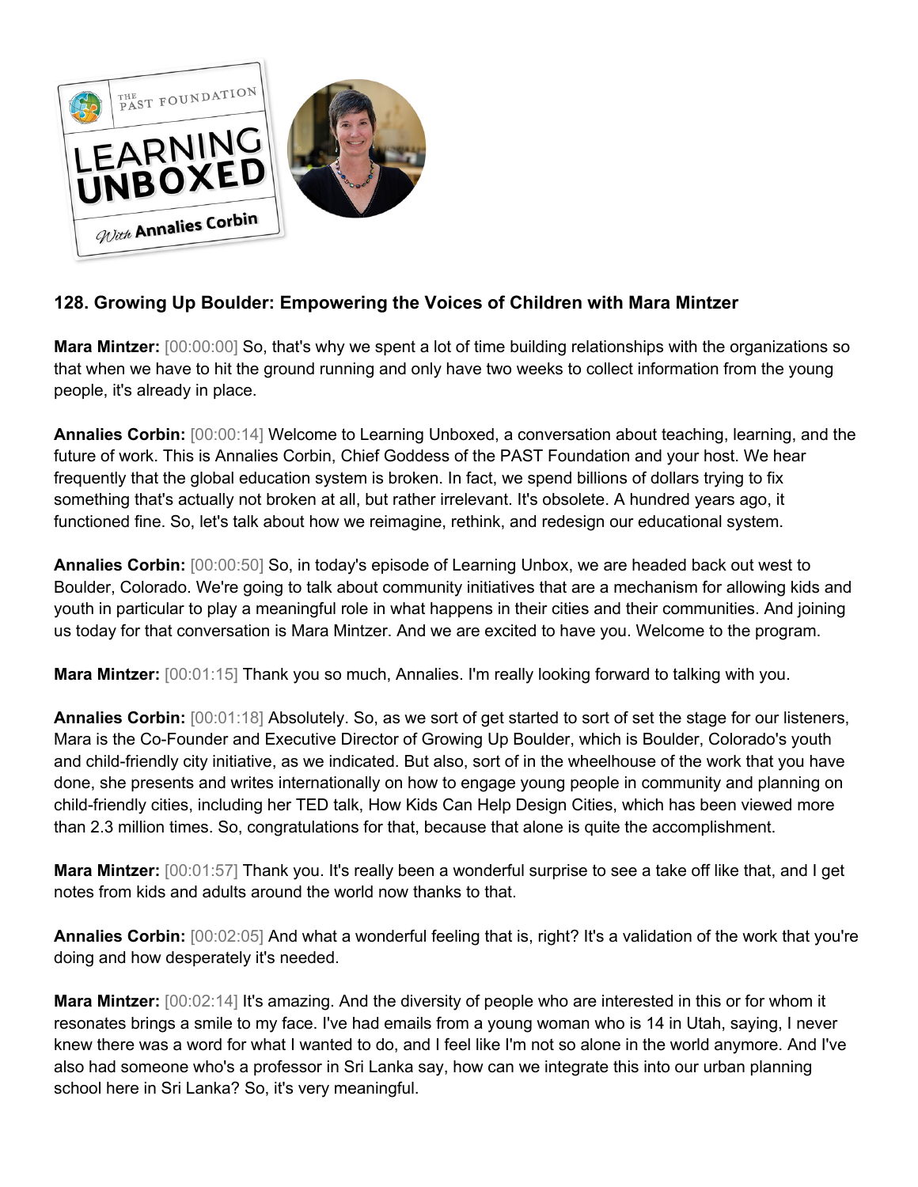## 128. Growing Up Boulder: Empowering the Voices of Children with Mara Mintzer

**Mara Mintzer:** [00:00:00] So, that's why we spent a lot of time building relationships with the organizations so that when we have to hit the ground running and only have two weeks to collect information from the young people, it's already in place.

**Annalies Corbin:** [00:00:14] Welcome to Learning Unboxed, a conversation about teaching, learning, and the future of work. This is Annalies Corbin, Chief Goddess of the PAST Foundation and your host. We hear frequently that the global education system is broken. In fact, we spend billions of dollars trying to fix something that's actually not broken at all, but rather irrelevant. It's obsolete. A hundred years ago, it functioned fine. So, let's talk about how we reimagine, rethink, and redesign our educational system.

**Annalies Corbin:** [00:00:50] So, in today's episode of Learning Unbox, we are headed back out west to Boulder, Colorado. We're going to talk about community initiatives that are a mechanism for allowing kids and youth in particular to play a meaningful role in what happens in their cities and their communities. And joining us today for that conversation is Mara Mintzer. And we are excited to have you. Welcome to the program.

**Mara Mintzer:** [00:01:15] Thank you so much, Annalies. I'm really looking forward to talking with you.

**Annalies Corbin:** [00:01:18] Absolutely. So, as we sort of get started to sort of set the stage for our listeners, Mara is the Co-Founder and Executive Director of Growing Up Boulder, which is Boulder, Colorado's youth and child-friendly city initiative, as we indicated. But also, sort of in the wheelhouse of the work that you have done, she presents and writes internationally on how to engage young people in community and planning on child-friendly cities, including her TED talk, How Kids Can Help Design Cities, which has been viewed more than 2.3 million times. So, congratulations for that, because that alone is quite the accomplishment.

**Mara Mintzer:** [00:01:57] Thank you. It's really been a wonderful surprise to see a take off like that, and I get notes from kids and adults around the world now thanks to that.

**Annalies Corbin:** [00:02:05] And what a wonderful feeling that is, right? It's a validation of the work that you're doing and how desperately it's needed.

**Mara Mintzer:** [00:02:14] It's amazing. And the diversity of people who are interested in this or for whom it resonates brings a smile to my face. I've had emails from a young woman who is 14 in Utah, saying, I never knew there was a word for what I wanted to do, and I feel like I'm not so alone in the world anymore. And I've also had someone who's a professor in Sri Lanka say, how can we integrate this into our urban planning school here in Sri Lanka? So, it's very meaningful.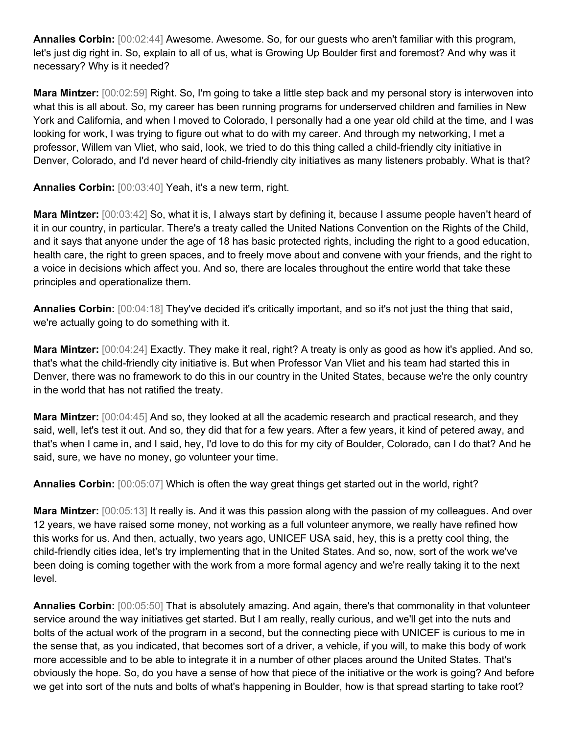**Annalies Corbin:** [00:02:44] Awesome. Awesome. So, for our guests who aren't familiar with this program, let's just dig right in. So, explain to all of us, what is Growing Up Boulder first and foremost? And why was it necessary? Why is it needed?

**Mara Mintzer:** [00:02:59] Right. So, I'm going to take a little step back and my personal story is interwoven into what this is all about. So, my career has been running programs for underserved children and families in New York and California, and when I moved to Colorado, I personally had a one year old child at the time, and I was looking for work, I was trying to figure out what to do with my career. And through my networking, I met a professor, Willem van Vliet, who said, look, we tried to do this thing called a child-friendly city initiative in Denver, Colorado, and I'd never heard of child-friendly city initiatives as many listeners probably. What is that?

**Annalies Corbin:** [00:03:40] Yeah, it's a new term, right.

**Mara Mintzer:** [00:03:42] So, what it is, I always start by defining it, because I assume people haven't heard of it in our country, in particular. There's a treaty called the United Nations Convention on the Rights of the Child, and it says that anyone under the age of 18 has basic protected rights, including the right to a good education, health care, the right to green spaces, and to freely move about and convene with your friends, and the right to a voice in decisions which affect you. And so, there are locales throughout the entire world that take these principles and operationalize them.

**Annalies Corbin:** [00:04:18] They've decided it's critically important, and so it's not just the thing that said, we're actually going to do something with it.

**Mara Mintzer:** [00:04:24] Exactly. They make it real, right? A treaty is only as good as how it's applied. And so, that's what the child-friendly city initiative is. But when Professor Van Vliet and his team had started this in Denver, there was no framework to do this in our country in the United States, because we're the only country in the world that has not ratified the treaty.

**Mara Mintzer:** [00:04:45] And so, they looked at all the academic research and practical research, and they said, well, let's test it out. And so, they did that for a few years. After a few years, it kind of petered away, and that's when I came in, and I said, hey, I'd love to do this for my city of Boulder, Colorado, can I do that? And he said, sure, we have no money, go volunteer your time.

**Annalies Corbin:** [00:05:07] Which is often the way great things get started out in the world, right?

**Mara Mintzer:** [00:05:13] It really is. And it was this passion along with the passion of my colleagues. And over 12 years, we have raised some money, not working as a full volunteer anymore, we really have refined how this works for us. And then, actually, two years ago, UNICEF USA said, hey, this is a pretty cool thing, the child-friendly cities idea, let's try implementing that in the United States. And so, now, sort of the work we've been doing is coming together with the work from a more formal agency and we're really taking it to the next level.

**Annalies Corbin:** [00:05:50] That is absolutely amazing. And again, there's that commonality in that volunteer service around the way initiatives get started. But I am really, really curious, and we'll get into the nuts and bolts of the actual work of the program in a second, but the connecting piece with UNICEF is curious to me in the sense that, as you indicated, that becomes sort of a driver, a vehicle, if you will, to make this body of work more accessible and to be able to integrate it in a number of other places around the United States. That's obviously the hope. So, do you have a sense of how that piece of the initiative or the work is going? And before we get into sort of the nuts and bolts of what's happening in Boulder, how is that spread starting to take root?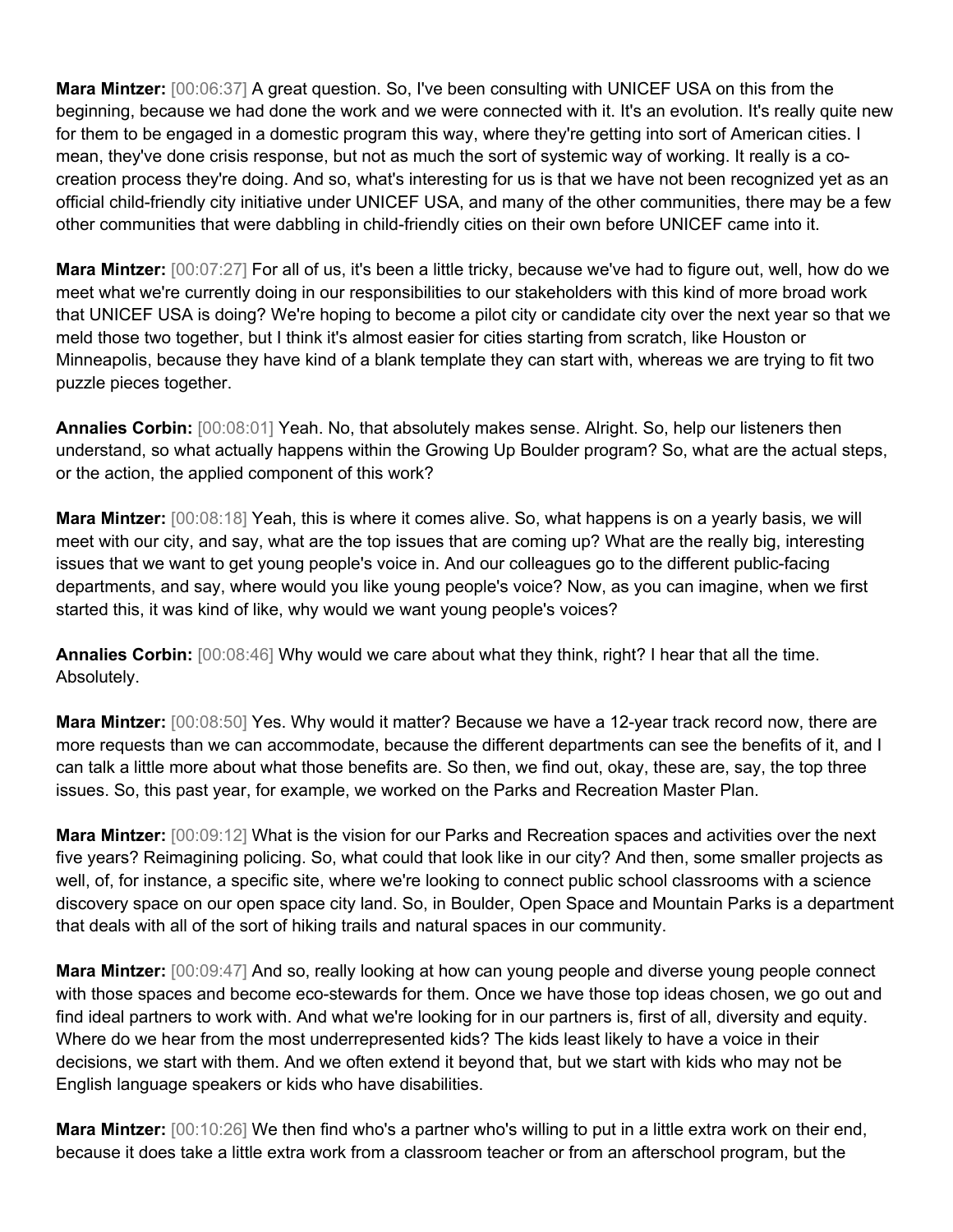**Mara Mintzer:** [00:06:37] A great question. So, I've been consulting with UNICEF USA on this from the beginning, because we had done the work and we were connected with it. It's an evolution. It's really quite new for them to be engaged in a domestic program this way, where they're getting into sort of American cities. I mean, they've done crisis response, but not as much the sort of systemic way of working. It really is a co-creation process they're doing. And so, what's interesting for us is that we have not been recognized yet as an official child-friendly city initiative under UNICEF USA, and many of the other communities, there may be a few other communities that were dabbling in child-friendly cities on their own before UNICEF came into it.

**Mara Mintzer:** [00:07:27] For all of us, it's been a little tricky, because we've had to figure out, well, how do we meet what we're currently doing in our responsibilities to our stakeholders with this kind of more broad work that UNICEF USA is doing? We're hoping to become a pilot city or candidate city over the next year so that we meld those two together, but I think it's almost easier for cities starting from scratch, like Houston or Minneapolis, because they have kind of a blank template they can start with, whereas we are trying to fit two puzzle pieces together.

**Annalies Corbin:** [00:08:01] Yeah. No, that absolutely makes sense. Alright. So, help our listeners then understand, so what actually happens within the Growing Up Boulder program? So, what are the actual steps, or the action, the applied component of this work?

**Mara Mintzer:** [00:08:18] Yeah, this is where it comes alive. So, what happens is on a yearly basis, we will meet with our city, and say, what are the top issues that are coming up? What are the really big, interesting issues that we want to get young people's voice in. And our colleagues go to the different public-facing departments, and say, where would you like young people's voice? Now, as you can imagine, when we first started this, it was kind of like, why would we want young people's voices?

**Annalies Corbin:** [00:08:46] Why would we care about what they think, right? I hear that all the time. Absolutely.

**Mara Mintzer:** [00:08:50] Yes. Why would it matter? Because we have a 12-year track record now, there are more requests than we can accommodate, because the different departments can see the benefits of it, and I can talk a little more about what those benefits are. So then, we find out, okay, these are, say, the top three issues. So, this past year, for example, we worked on the Parks and Recreation Master Plan.

**Mara Mintzer:** [00:09:12] What is the vision for our Parks and Recreation spaces and activities over the next five years? Reimagining policing. So, what could that look like in our city? And then, some smaller projects as well, of, for instance, a specific site, where we're looking to connect public school classrooms with a science discovery space on our open space city land. So, in Boulder, Open Space and Mountain Parks is a department that deals with all of the sort of hiking trails and natural spaces in our community.

**Mara Mintzer:** [00:09:47] And so, really looking at how can young people and diverse young people connect with those spaces and become eco-stewards for them. Once we have those top ideas chosen, we go out and find ideal partners to work with. And what we're looking for in our partners is, first of all, diversity and equity. Where do we hear from the most underrepresented kids? The kids least likely to have a voice in their decisions, we start with them. And we often extend it beyond that, but we start with kids who may not be English language speakers or kids who have disabilities.

**Mara Mintzer:** [00:10:26] We then find who's a partner who's willing to put in a little extra work on their end, because it does take a little extra work from a classroom teacher or from an afterschool program, but the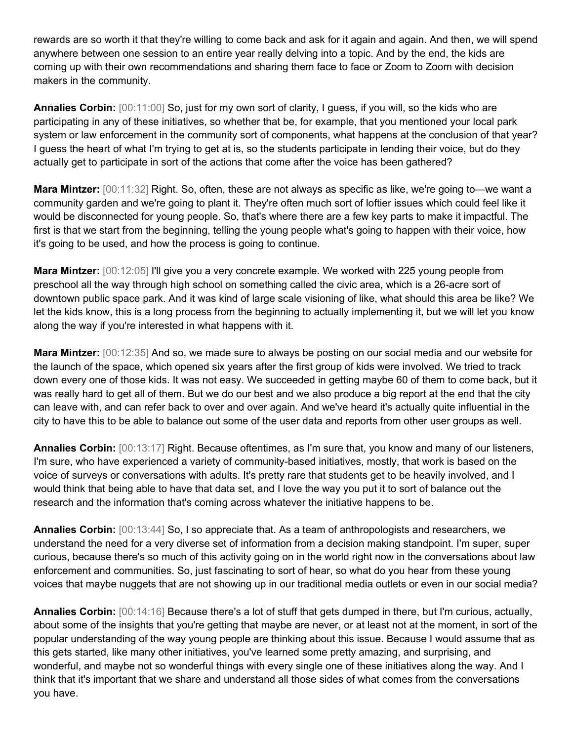rewards are so worth it that they're willing to come back and ask for it again and again. And then, we will spend anywhere between one session to an entire year really delving into a topic. And by the end, the kids are coming up with their own recommendations and sharing them face to face or Zoom to Zoom with decision makers in the community.

**Annalies Corbin:** [00:11:00] So, just for my own sort of clarity, I guess, if you will, so the kids who are participating in any of these initiatives, so whether that be, for example, that you mentioned your local park system or law enforcement in the community sort of components, what happens at the conclusion of that year? I guess the heart of what I'm trying to get at is, so the students participate in lending their voice, but do they actually get to participate in sort of the actions that come after the voice has been gathered?

**Mara Mintzer:** [00:11:32] Right. So, often, these are not always as specific as like, we're going to—we want a community garden and we're going to plant it. They're often much sort of loftier issues which could feel like it would be disconnected for young people. So, that's where there are a few key parts to make it impactful. The first is that we start from the beginning, telling the young people what's going to happen with their voice, how it's going to be used, and how the process is going to continue.

**Mara Mintzer:** [00:12:05] I'll give you a very concrete example. We worked with 225 young people from preschool all the way through high school on something called the civic area, which is a 26-acre sort of downtown public space park. And it was kind of large scale visioning of like, what should this area be like? We let the kids know, this is a long process from the beginning to actually implementing it, but we will let you know along the way if you're interested in what happens with it.

**Mara Mintzer:** [00:12:35] And so, we made sure to always be posting on our social media and our website for the launch of the space, which opened six years after the first group of kids were involved. We tried to track down every one of those kids. It was not easy. We succeeded in getting maybe 60 of them to come back, but it was really hard to get all of them. But we do our best and we also produce a big report at the end that the city can leave with, and can refer back to over and over again. And we've heard it's actually quite influential in the city to have this to be able to balance out some of the user data and reports from other user groups as well.

**Annalies Corbin:** [00:13:17] Right. Because oftentimes, as I'm sure that, you know and many of our listeners, I'm sure, who have experienced a variety of community-based initiatives, mostly, that work is based on the voice of surveys or conversations with adults. It's pretty rare that students get to be heavily involved, and I would think that being able to have that data set, and I love the way you put it to sort of balance out the research and the information that's coming across whatever the initiative happens to be.

**Annalies Corbin:** [00:13:44] So, I so appreciate that. As a team of anthropologists and researchers, we understand the need for a very diverse set of information from a decision making standpoint. I'm super, super curious, because there's so much of this activity going on in the world right now in the conversations about law enforcement and communities. So, just fascinating to sort of hear, so what do you hear from these young voices that maybe nuggets that are not showing up in our traditional media outlets or even in our social media?

**Annalies Corbin:** [00:14:16] Because there's a lot of stuff that gets dumped in there, but I'm curious, actually, about some of the insights that you're getting that maybe are never, or at least not at the moment, in sort of the popular understanding of the way young people are thinking about this issue. Because I would assume that as this gets started, like many other initiatives, you've learned some pretty amazing, and surprising, and wonderful, and maybe not so wonderful things with every single one of these initiatives along the way. And I think that it's important that we share and understand all those sides of what comes from the conversations you have.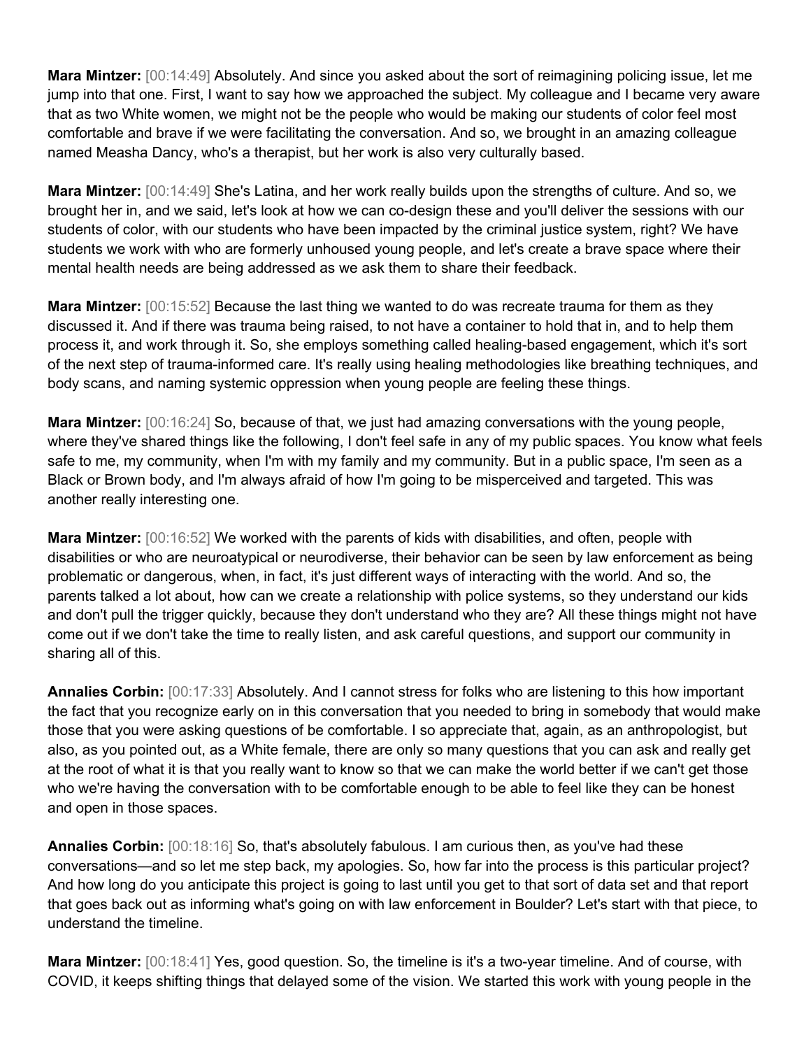**Mara Mintzer:** [00:14:49] Absolutely. And since you asked about the sort of reimagining policing issue, let me jump into that one. First, I want to say how we approached the subject. My colleague and I became very aware that as two White women, we might not be the people who would be making our students of color feel most comfortable and brave if we were facilitating the conversation. And so, we brought in an amazing colleague named Measha Dancy, who's a therapist, but her work is also very culturally based.

**Mara Mintzer:** [00:14:49] She's Latina, and her work really builds upon the strengths of culture. And so, we brought her in, and we said, let's look at how we can co-design these and you'll deliver the sessions with our students of color, with our students who have been impacted by the criminal justice system, right? We have students we work with who are formerly unhoused young people, and let's create a brave space where their mental health needs are being addressed as we ask them to share their feedback.

**Mara Mintzer:** [00:15:52] Because the last thing we wanted to do was recreate trauma for them as they discussed it. And if there was trauma being raised, to not have a container to hold that in, and to help them process it, and work through it. So, she employs something called healing-based engagement, which it's sort of the next step of trauma-informed care. It's really using healing methodologies like breathing techniques, and body scans, and naming systemic oppression when young people are feeling these things.

**Mara Mintzer:** [00:16:24] So, because of that, we just had amazing conversations with the young people, where they've shared things like the following, I don't feel safe in any of my public spaces. You know what feels safe to me, my community, when I'm with my family and my community. But in a public space, I'm seen as a Black or Brown body, and I'm always afraid of how I'm going to be misperceived and targeted. This was another really interesting one.

**Mara Mintzer:** [00:16:52] We worked with the parents of kids with disabilities, and often, people with disabilities or who are neuroatypical or neurodiverse, their behavior can be seen by law enforcement as being problematic or dangerous, when, in fact, it's just different ways of interacting with the world. And so, the parents talked a lot about, how can we create a relationship with police systems, so they understand our kids and don't pull the trigger quickly, because they don't understand who they are? All these things might not have come out if we don't take the time to really listen, and ask careful questions, and support our community in sharing all of this.

**Annalies Corbin:** [00:17:33] Absolutely. And I cannot stress for folks who are listening to this how important the fact that you recognize early on in this conversation that you needed to bring in somebody that would make those that you were asking questions of be comfortable. I so appreciate that, again, as an anthropologist, but also, as you pointed out, as a White female, there are only so many questions that you can ask and really get at the root of what it is that you really want to know so that we can make the world better if we can't get those who we're having the conversation with to be comfortable enough to be able to feel like they can be honest and open in those spaces.

**Annalies Corbin:** [00:18:16] So, that's absolutely fabulous. I am curious then, as you've had these conversations—and so let me step back, my apologies. So, how far into the process is this particular project? And how long do you anticipate this project is going to last until you get to that sort of data set and that report that goes back out as informing what's going on with law enforcement in Boulder? Let's start with that piece, to understand the timeline.

**Mara Mintzer:** [00:18:41] Yes, good question. So, the timeline is it's a two-year timeline. And of course, with COVID, it keeps shifting things that delayed some of the vision. We started this work with young people in the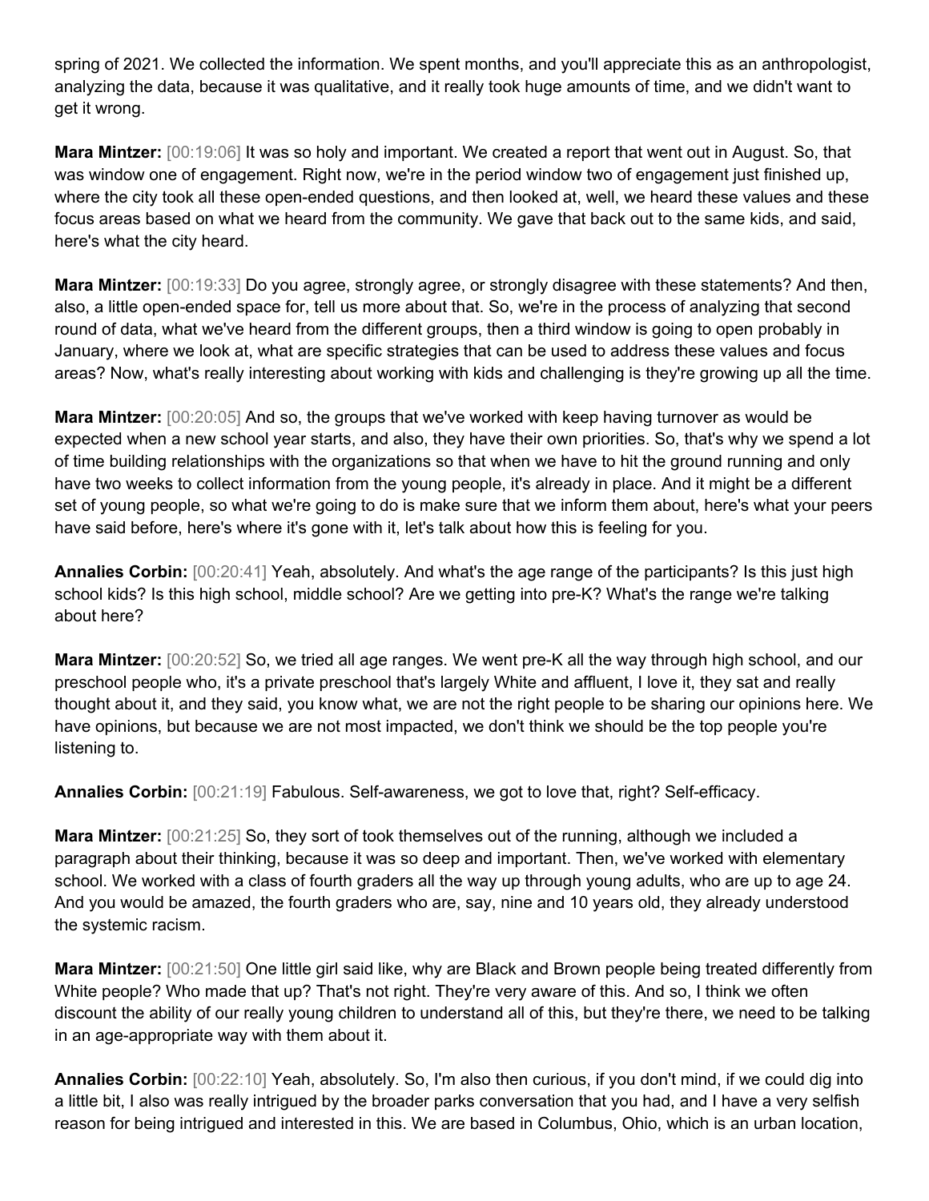spring of 2021. We collected the information. We spent months, and you'll appreciate this as an anthropologist, analyzing the data, because it was qualitative, and it really took huge amounts of time, and we didn't want to get it wrong.

**Mara Mintzer:** [00:19:06] It was so holy and important. We created a report that went out in August. So, that was window one of engagement. Right now, we're in the period window two of engagement just finished up, where the city took all these open-ended questions, and then looked at, well, we heard these values and these focus areas based on what we heard from the community. We gave that back out to the same kids, and said, here's what the city heard.

**Mara Mintzer:** [00:19:33] Do you agree, strongly agree, or strongly disagree with these statements? And then, also, a little open-ended space for, tell us more about that. So, we're in the process of analyzing that second round of data, what we've heard from the different groups, then a third window is going to open probably in January, where we look at, what are specific strategies that can be used to address these values and focus areas? Now, what's really interesting about working with kids and challenging is they're growing up all the time.

**Mara Mintzer:** [00:20:05] And so, the groups that we've worked with keep having turnover as would be expected when a new school year starts, and also, they have their own priorities. So, that's why we spend a lot of time building relationships with the organizations so that when we have to hit the ground running and only have two weeks to collect information from the young people, it's already in place. And it might be a different set of young people, so what we're going to do is make sure that we inform them about, here's what your peers have said before, here's where it's gone with it, let's talk about how this is feeling for you.

**Annalies Corbin:** [00:20:41] Yeah, absolutely. And what's the age range of the participants? Is this just high school kids? Is this high school, middle school? Are we getting into pre-K? What's the range we're talking about here?

**Mara Mintzer:** [00:20:52] So, we tried all age ranges. We went pre-K all the way through high school, and our preschool people who, it's a private preschool that's largely White and affluent, I love it, they sat and really thought about it, and they said, you know what, we are not the right people to be sharing our opinions here. We have opinions, but because we are not most impacted, we don't think we should be the top people you're listening to.

**Annalies Corbin:** [00:21:19] Fabulous. Self-awareness, we got to love that, right? Self-efficacy.

**Mara Mintzer:** [00:21:25] So, they sort of took themselves out of the running, although we included a paragraph about their thinking, because it was so deep and important. Then, we've worked with elementary school. We worked with a class of fourth graders all the way up through young adults, who are up to age 24. And you would be amazed, the fourth graders who are, say, nine and 10 years old, they already understood the systemic racism.

**Mara Mintzer:** [00:21:50] One little girl said like, why are Black and Brown people being treated differently from White people? Who made that up? That's not right. They're very aware of this. And so, I think we often discount the ability of our really young children to understand all of this, but they're there, we need to be talking in an age-appropriate way with them about it.

**Annalies Corbin:** [00:22:10] Yeah, absolutely. So, I'm also then curious, if you don't mind, if we could dig into a little bit, I also was really intrigued by the broader parks conversation that you had, and I have a very selfish reason for being intrigued and interested in this. We are based in Columbus, Ohio, which is an urban location,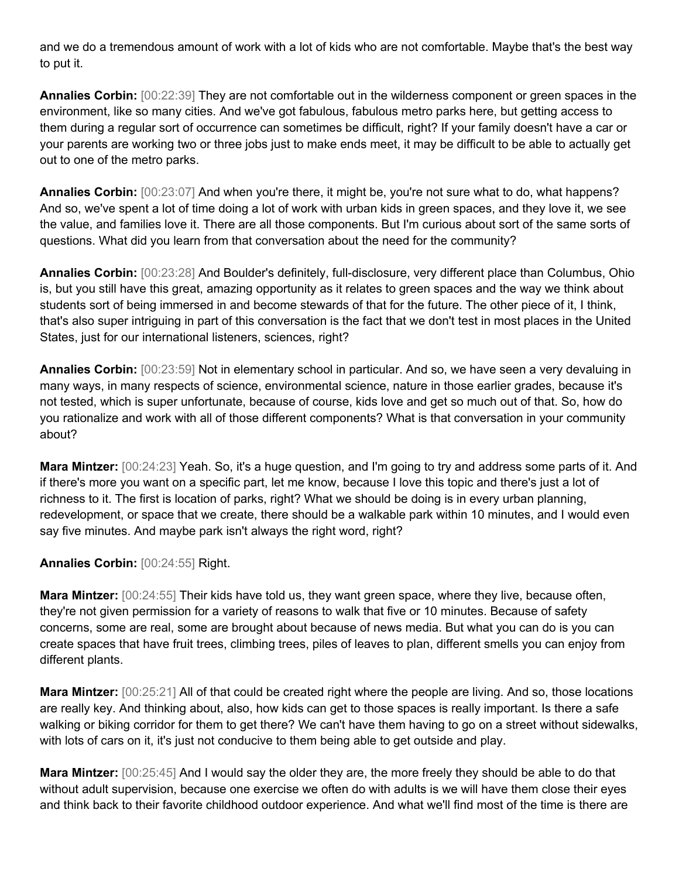and we do a tremendous amount of work with a lot of kids who are not comfortable. Maybe that's the best way to put it.

**Annalies Corbin:** [00:22:39] They are not comfortable out in the wilderness component or green spaces in the environment, like so many cities. And we've got fabulous, fabulous metro parks here, but getting access to them during a regular sort of occurrence can sometimes be difficult, right? If your family doesn't have a car or your parents are working two or three jobs just to make ends meet, it may be difficult to be able to actually get out to one of the metro parks.

**Annalies Corbin:** [00:23:07] And when you're there, it might be, you're not sure what to do, what happens? And so, we've spent a lot of time doing a lot of work with urban kids in green spaces, and they love it, we see the value, and families love it. There are all those components. But I'm curious about sort of the same sorts of questions. What did you learn from that conversation about the need for the community?

**Annalies Corbin:** [00:23:28] And Boulder's definitely, full-disclosure, very different place than Columbus, Ohio is, but you still have this great, amazing opportunity as it relates to green spaces and the way we think about students sort of being immersed in and become stewards of that for the future. The other piece of it, I think, that's also super intriguing in part of this conversation is the fact that we don't test in most places in the United States, just for our international listeners, sciences, right?

**Annalies Corbin:** [00:23:59] Not in elementary school in particular. And so, we have seen a very devaluing in many ways, in many respects of science, environmental science, nature in those earlier grades, because it's not tested, which is super unfortunate, because of course, kids love and get so much out of that. So, how do you rationalize and work with all of those different components? What is that conversation in your community about?

**Mara Mintzer:** [00:24:23] Yeah. So, it's a huge question, and I'm going to try and address some parts of it. And if there's more you want on a specific part, let me know, because I love this topic and there's just a lot of richness to it. The first is location of parks, right? What we should be doing is in every urban planning, redevelopment, or space that we create, there should be a walkable park within 10 minutes, and I would even say five minutes. And maybe park isn't always the right word, right?

**Annalies Corbin:** [00:24:55] Right.

**Mara Mintzer:** [00:24:55] Their kids have told us, they want green space, where they live, because often, they're not given permission for a variety of reasons to walk that five or 10 minutes. Because of safety concerns, some are real, some are brought about because of news media. But what you can do is you can create spaces that have fruit trees, climbing trees, piles of leaves to plan, different smells you can enjoy from different plants.

**Mara Mintzer:** [00:25:21] All of that could be created right where the people are living. And so, those locations are really key. And thinking about, also, how kids can get to those spaces is really important. Is there a safe walking or biking corridor for them to get there? We can't have them having to go on a street without sidewalks, with lots of cars on it, it's just not conducive to them being able to get outside and play.

**Mara Mintzer:** [00:25:45] And I would say the older they are, the more freely they should be able to do that without adult supervision, because one exercise we often do with adults is we will have them close their eyes and think back to their favorite childhood outdoor experience. And what we'll find most of the time is there are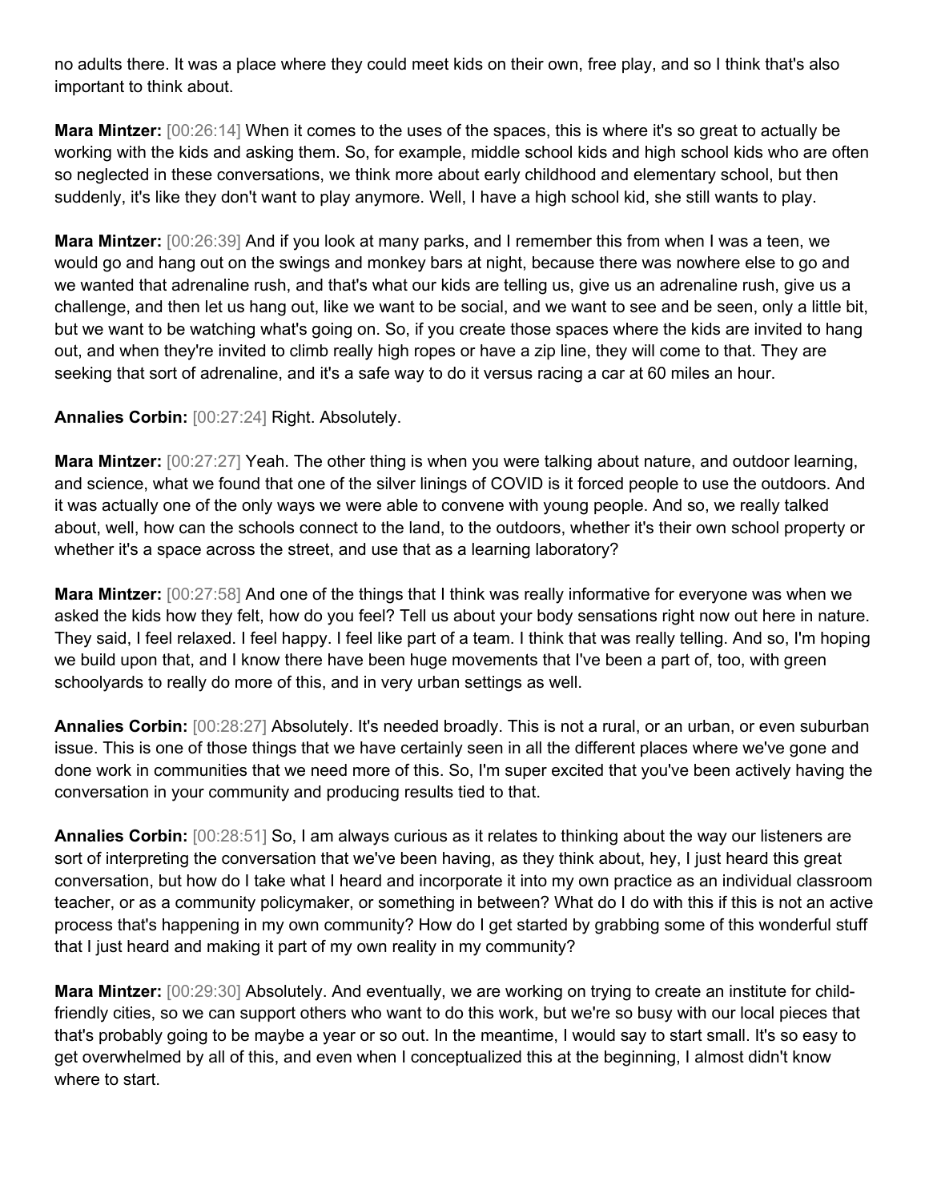no adults there. It was a place where they could meet kids on their own, free play, and so I think that's also important to think about.

**Mara Mintzer:** [00:26:14] When it comes to the uses of the spaces, this is where it's so great to actually be working with the kids and asking them. So, for example, middle school kids and high school kids who are often so neglected in these conversations, we think more about early childhood and elementary school, but then suddenly, it's like they don't want to play anymore. Well, I have a high school kid, she still wants to play.

**Mara Mintzer:** [00:26:39] And if you look at many parks, and I remember this from when I was a teen, we would go and hang out on the swings and monkey bars at night, because there was nowhere else to go and we wanted that adrenaline rush, and that's what our kids are telling us, give us an adrenaline rush, give us a challenge, and then let us hang out, like we want to be social, and we want to see and be seen, only a little bit, but we want to be watching what's going on. So, if you create those spaces where the kids are invited to hang out, and when they're invited to climb really high ropes or have a zip line, they will come to that. They are seeking that sort of adrenaline, and it's a safe way to do it versus racing a car at 60 miles an hour.

**Annalies Corbin:** [00:27:24] Right. Absolutely.

**Mara Mintzer:** [00:27:27] Yeah. The other thing is when you were talking about nature, and outdoor learning, and science, what we found that one of the silver linings of COVID is it forced people to use the outdoors. And it was actually one of the only ways we were able to convene with young people. And so, we really talked about, well, how can the schools connect to the land, to the outdoors, whether it's their own school property or whether it's a space across the street, and use that as a learning laboratory?

**Mara Mintzer:** [00:27:58] And one of the things that I think was really informative for everyone was when we asked the kids how they felt, how do you feel? Tell us about your body sensations right now out here in nature. They said, I feel relaxed. I feel happy. I feel like part of a team. I think that was really telling. And so, I'm hoping we build upon that, and I know there have been huge movements that I've been a part of, too, with green schoolyards to really do more of this, and in very urban settings as well.

**Annalies Corbin:** [00:28:27] Absolutely. It's needed broadly. This is not a rural, or an urban, or even suburban issue. This is one of those things that we have certainly seen in all the different places where we've gone and done work in communities that we need more of this. So, I'm super excited that you've been actively having the conversation in your community and producing results tied to that.

**Annalies Corbin:** [00:28:51] So, I am always curious as it relates to thinking about the way our listeners are sort of interpreting the conversation that we've been having, as they think about, hey, I just heard this great conversation, but how do I take what I heard and incorporate it into my own practice as an individual classroom teacher, or as a community policymaker, or something in between? What do I do with this if this is not an active process that's happening in my own community? How do I get started by grabbing some of this wonderful stuff that I just heard and making it part of my own reality in my community?

**Mara Mintzer:** [00:29:30] Absolutely. And eventually, we are working on trying to create an institute for child-friendly cities, so we can support others who want to do this work, but we're so busy with our local pieces that that's probably going to be maybe a year or so out. In the meantime, I would say to start small. It's so easy to get overwhelmed by all of this, and even when I conceptualized this at the beginning, I almost didn't know where to start.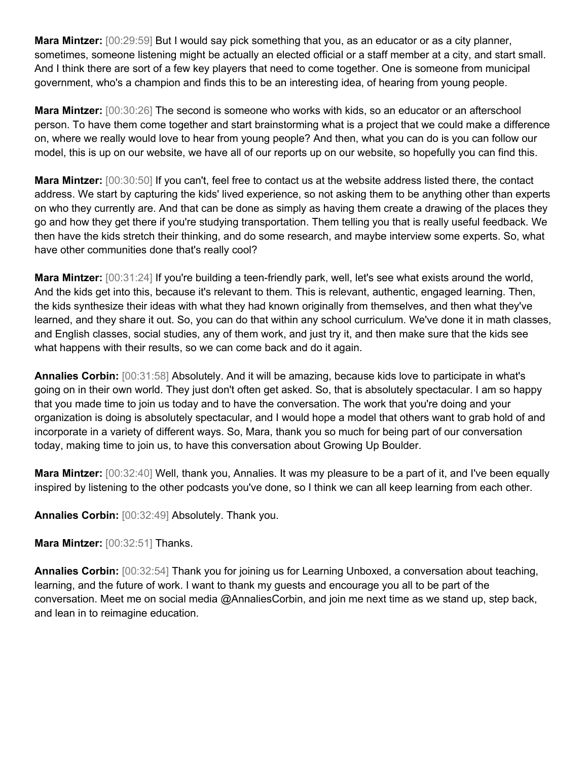**Mara Mintzer:** [00:29:59] But I would say pick something that you, as an educator or as a city planner, sometimes, someone listening might be actually an elected official or a staff member at a city, and start small. And I think there are sort of a few key players that need to come together. One is someone from municipal government, who's a champion and finds this to be an interesting idea, of hearing from young people.

**Mara Mintzer:** [00:30:26] The second is someone who works with kids, so an educator or an afterschool person. To have them come together and start brainstorming what is a project that we could make a difference on, where we really would love to hear from young people? And then, what you can do is you can follow our model, this is up on our website, we have all of our reports up on our website, so hopefully you can find this.

**Mara Mintzer:** [00:30:50] If you can't, feel free to contact us at the website address listed there, the contact address. We start by capturing the kids' lived experience, so not asking them to be anything other than experts on who they currently are. And that can be done as simply as having them create a drawing of the places they go and how they get there if you're studying transportation. Them telling you that is really useful feedback. We then have the kids stretch their thinking, and do some research, and maybe interview some experts. So, what have other communities done that's really cool?

**Mara Mintzer:** [00:31:24] If you're building a teen-friendly park, well, let's see what exists around the world, And the kids get into this, because it's relevant to them. This is relevant, authentic, engaged learning. Then, the kids synthesize their ideas with what they had known originally from themselves, and then what they've learned, and they share it out. So, you can do that within any school curriculum. We've done it in math classes, and English classes, social studies, any of them work, and just try it, and then make sure that the kids see what happens with their results, so we can come back and do it again.

**Annalies Corbin:** [00:31:58] Absolutely. And it will be amazing, because kids love to participate in what's going on in their own world. They just don't often get asked. So, that is absolutely spectacular. I am so happy that you made time to join us today and to have the conversation. The work that you're doing and your organization is doing is absolutely spectacular, and I would hope a model that others want to grab hold of and incorporate in a variety of different ways. So, Mara, thank you so much for being part of our conversation today, making time to join us, to have this conversation about Growing Up Boulder.

**Mara Mintzer:** [00:32:40] Well, thank you, Annalies. It was my pleasure to be a part of it, and I've been equally inspired by listening to the other podcasts you've done, so I think we can all keep learning from each other.

**Annalies Corbin:** [00:32:49] Absolutely. Thank you.

**Mara Mintzer:** [00:32:51] Thanks.

**Annalies Corbin:** [00:32:54] Thank you for joining us for Learning Unboxed, a conversation about teaching, learning, and the future of work. I want to thank my guests and encourage you all to be part of the conversation. Meet me on social media @AnnaliesCorbin, and join me next time as we stand up, step back, and lean in to reimagine education.